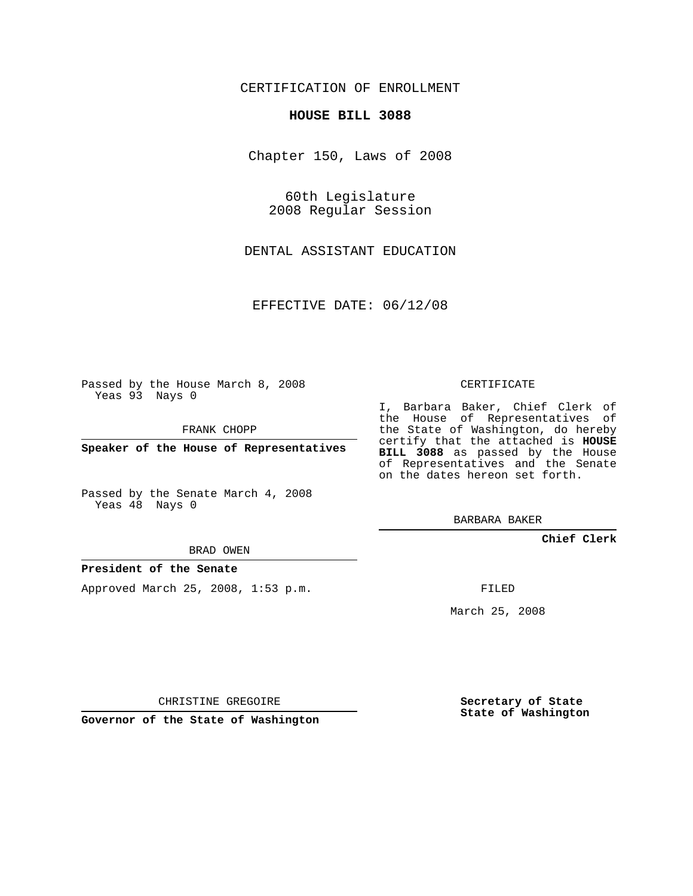CERTIFICATION OF ENROLLMENT

**HOUSE BILL 3088**

Chapter 150, Laws of 2008

60th Legislature
2008 Regular Session

DENTAL ASSISTANT EDUCATION

EFFECTIVE DATE: 06/12/08

Passed by the House March 8, 2008
Yeas 93 Nays 0

FRANK CHOPP

**Speaker of the House of Representatives**

Passed by the Senate March 4, 2008
Yeas 48 Nays 0

BRAD OWEN

**President of the Senate**

Approved March 25, 2008, 1:53 p.m.

CHRISTINE GREGOIRE

**Governor of the State of Washington**

CERTIFICATE

I, Barbara Baker, Chief Clerk of the House of Representatives of the State of Washington, do hereby certify that the attached is **HOUSE BILL 3088** as passed by the House of Representatives and the Senate on the dates hereon set forth.

BARBARA BAKER

**Chief Clerk**

FILED

March 25, 2008

**Secretary of State**
**State of Washington**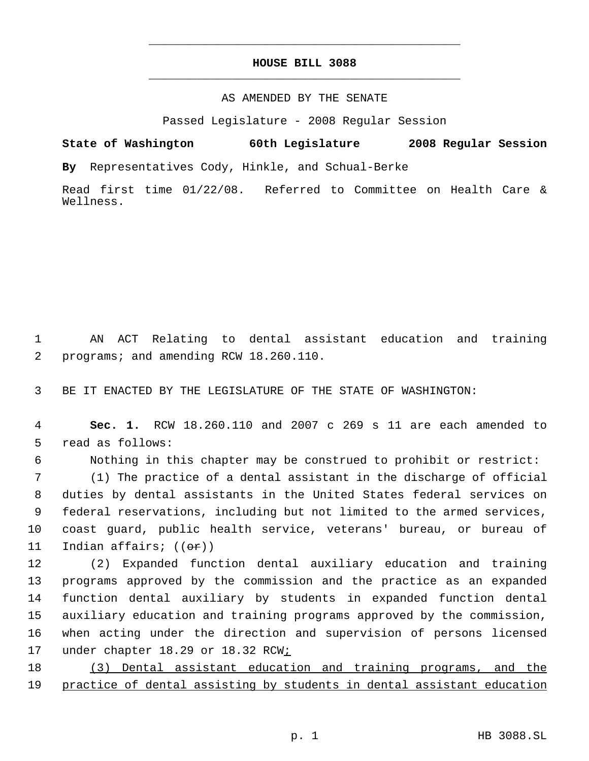# HOUSE BILL 3088

AS AMENDED BY THE SENATE

Passed Legislature - 2008 Regular Session

**State of Washington 60th Legislature 2008 Regular Session**

**By** Representatives Cody, Hinkle, and Schual-Berke

Read first time 01/22/08. Referred to Committee on Health Care & Wellness.

AN ACT Relating to dental assistant education and training programs; and amending RCW 18.260.110.

BE IT ENACTED BY THE LEGISLATURE OF THE STATE OF WASHINGTON:

**Sec. 1.** RCW 18.260.110 and 2007 c 269 s 11 are each amended to read as follows:

Nothing in this chapter may be construed to prohibit or restrict:

(1) The practice of a dental assistant in the discharge of official duties by dental assistants in the United States federal services on federal reservations, including but not limited to the armed services, coast guard, public health service, veterans' bureau, or bureau of Indian affairs; ((~~or~~))

(2) Expanded function dental auxiliary education and training programs approved by the commission and the practice as an expanded function dental auxiliary by students in expanded function dental auxiliary education and training programs approved by the commission, when acting under the direction and supervision of persons licensed under chapter 18.29 or 18.32 RCW<u>;</u>

<u>(3) Dental assistant education and training programs, and the practice of dental assisting by students in dental assistant education</u>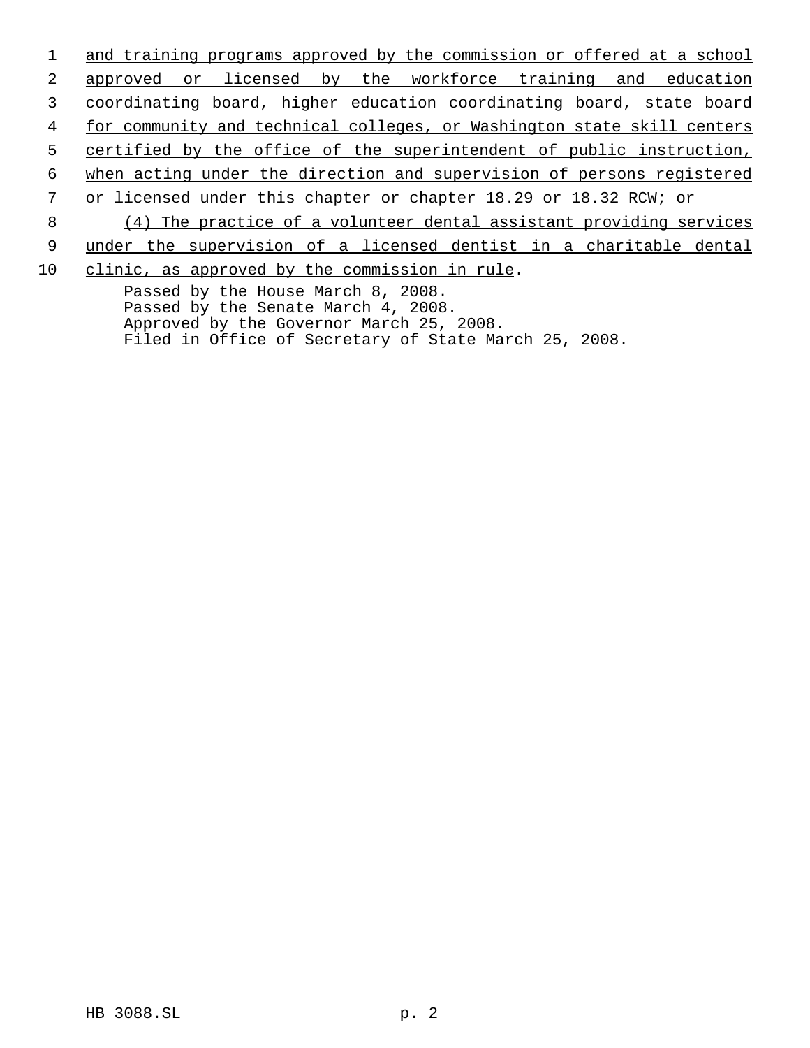and training programs approved by the commission or offered at a school approved or licensed by the workforce training and education coordinating board, higher education coordinating board, state board for community and technical colleges, or Washington state skill centers certified by the office of the superintendent of public instruction, when acting under the direction and supervision of persons registered or licensed under this chapter or chapter 18.29 or 18.32 RCW; or

(4) The practice of a volunteer dental assistant providing services under the supervision of a licensed dentist in a charitable dental clinic, as approved by the commission in rule.

Passed by the House March 8, 2008.
Passed by the Senate March 4, 2008.
Approved by the Governor March 25, 2008.
Filed in Office of Secretary of State March 25, 2008.